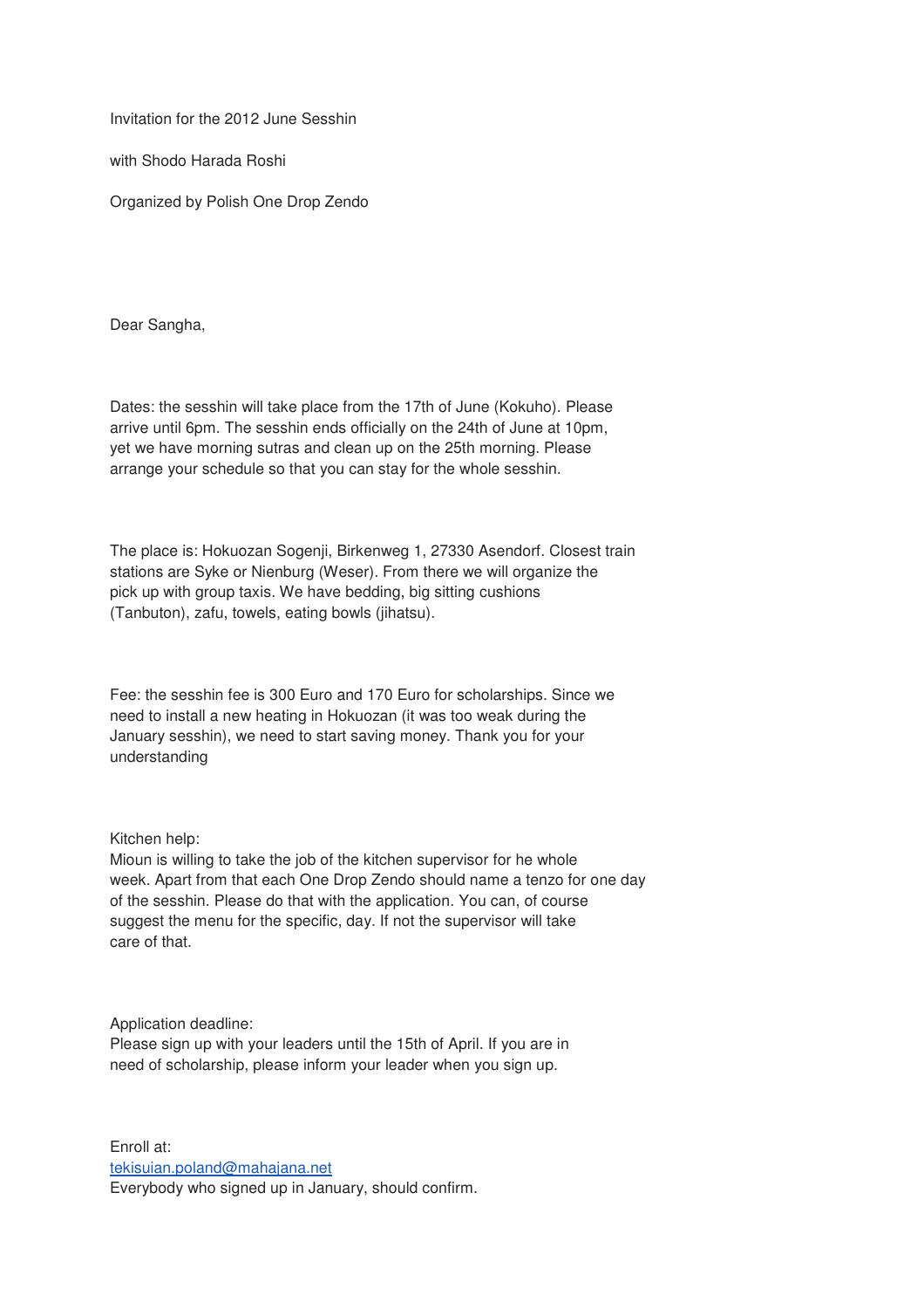Invitation for the 2012 June Sesshin

with Shodo Harada Roshi

Organized by Polish One Drop Zendo

Dear Sangha,

Dates: the sesshin will take place from the 17th of June (Kokuho). Please arrive until 6pm. The sesshin ends officially on the 24th of June at 10pm, yet we have morning sutras and clean up on the 25th morning. Please arrange your schedule so that you can stay for the whole sesshin.

The place is: Hokuozan Sogenji, Birkenweg 1, 27330 Asendorf. Closest train stations are Syke or Nienburg (Weser). From there we will organize the pick up with group taxis. We have bedding, big sitting cushions (Tanbuton), zafu, towels, eating bowls (jihatsu).

Fee: the sesshin fee is 300 Euro and 170 Euro for scholarships. Since we need to install a new heating in Hokuozan (it was too weak during the January sesshin), we need to start saving money. Thank you for your understanding

Kitchen help:
Mioun is willing to take the job of the kitchen supervisor for he whole week. Apart from that each One Drop Zendo should name a tenzo for one day of the sesshin. Please do that with the application. You can, of course suggest the menu for the specific, day. If not the supervisor will take care of that.

Application deadline:
Please sign up with your leaders until the 15th of April. If you are in need of scholarship, please inform your leader when you sign up.

Enroll at:
[tekisuian.poland@mahajana.net](mailto:tekisuian.poland@mahajana.net)
Everybody who signed up in January, should confirm.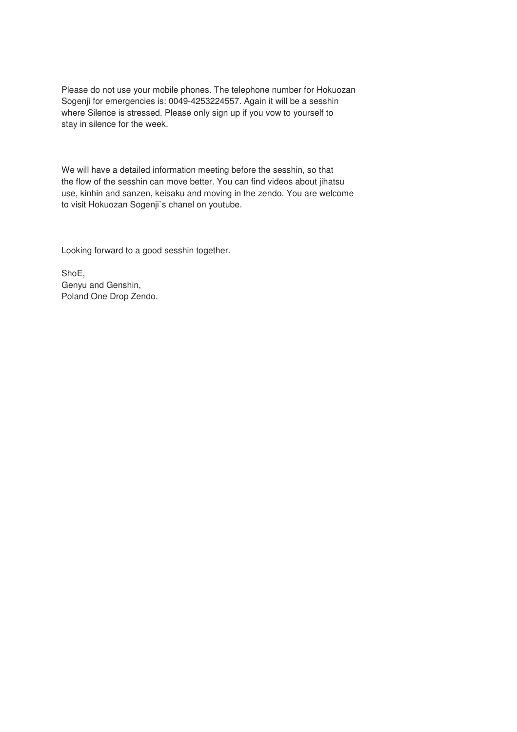Please do not use your mobile phones. The telephone number for Hokuozan Sogenji for emergencies is: 0049-4253224557. Again it will be a sesshin where Silence is stressed. Please only sign up if you vow to yourself to stay in silence for the week.

We will have a detailed information meeting before the sesshin, so that the flow of the sesshin can move better. You can find videos about jihatsu use, kinhin and sanzen, keisaku and moving in the zendo. You are welcome to visit Hokuozan Sogenji`s chanel on youtube.

Looking forward to a good sesshin together.

ShoE,  
Genyu and Genshin,  
Poland One Drop Zendo.